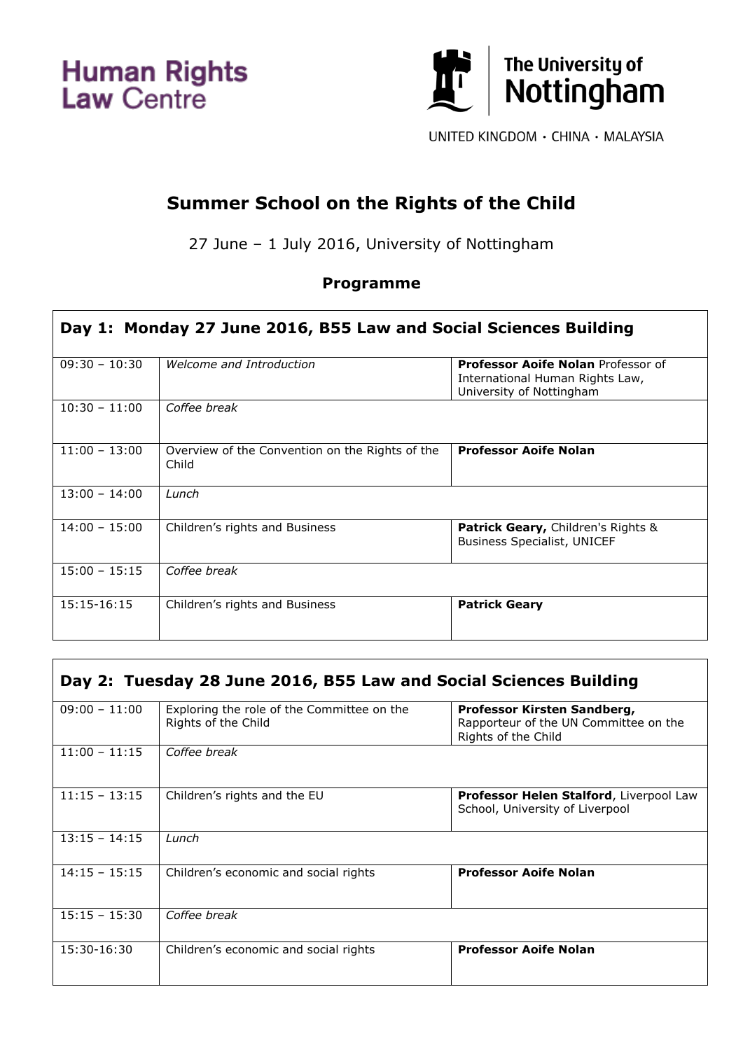Human Rights Law Centre

The University of Nottingham

UNITED KINGDOM · CHINA · MALAYSIA

# Summer School on the Rights of the Child

27 June – 1 July 2016, University of Nottingham

## Programme

| Day 1: Monday 27 June 2016, B55 Law and Social Sciences Building | | |
|---|---|---|
| 09:30 – 10:30 | *Welcome and Introduction* | **Professor Aoife Nolan** Professor of International Human Rights Law, University of Nottingham |
| 10:30 – 11:00 | *Coffee break* | |
| 11:00 – 13:00 | Overview of the Convention on the Rights of the Child | **Professor Aoife Nolan** |
| 13:00 – 14:00 | *Lunch* | |
| 14:00 – 15:00 | Children's rights and Business | **Patrick Geary,** Children's Rights & Business Specialist, UNICEF |
| 15:00 – 15:15 | *Coffee break* | |
| 15:15-16:15 | Children's rights and Business | **Patrick Geary** |

| Day 2: Tuesday 28 June 2016, B55 Law and Social Sciences Building | | |
|---|---|---|
| 09:00 – 11:00 | Exploring the role of the Committee on the Rights of the Child | **Professor Kirsten Sandberg,** Rapporteur of the UN Committee on the Rights of the Child |
| 11:00 – 11:15 | *Coffee break* | |
| 11:15 – 13:15 | Children's rights and the EU | **Professor Helen Stalford**, Liverpool Law School, University of Liverpool |
| 13:15 – 14:15 | *Lunch* | |
| 14:15 – 15:15 | Children's economic and social rights | **Professor Aoife Nolan** |
| 15:15 – 15:30 | *Coffee break* | |
| 15:30-16:30 | Children's economic and social rights | **Professor Aoife Nolan** |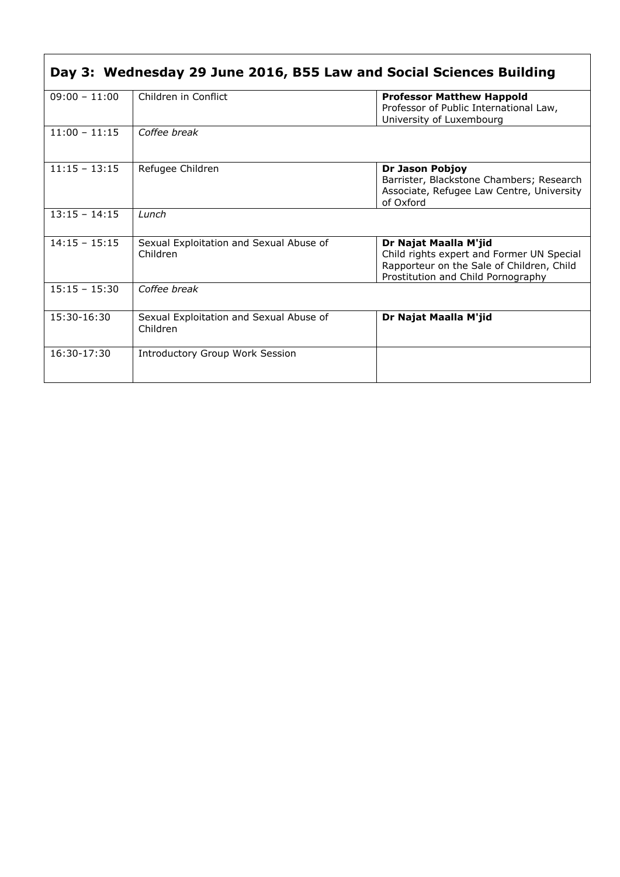## Day 3: Wednesday 29 June 2016, B55 Law and Social Sciences Building

| | | |
|---|---|---|
| 09:00 – 11:00 | Children in Conflict | **Professor Matthew Happold**<br>Professor of Public International Law, University of Luxembourg |
| 11:00 – 11:15 | *Coffee break* | |
| 11:15 – 13:15 | Refugee Children | **Dr Jason Pobjoy**<br>Barrister, Blackstone Chambers; Research Associate, Refugee Law Centre, University of Oxford |
| 13:15 – 14:15 | *Lunch* | |
| 14:15 – 15:15 | Sexual Exploitation and Sexual Abuse of Children | **Dr Najat Maalla M'jid**<br>Child rights expert and Former UN Special Rapporteur on the Sale of Children, Child Prostitution and Child Pornography |
| 15:15 – 15:30 | *Coffee break* | |
| 15:30-16:30 | Sexual Exploitation and Sexual Abuse of Children | **Dr Najat Maalla M'jid** |
| 16:30-17:30 | Introductory Group Work Session | |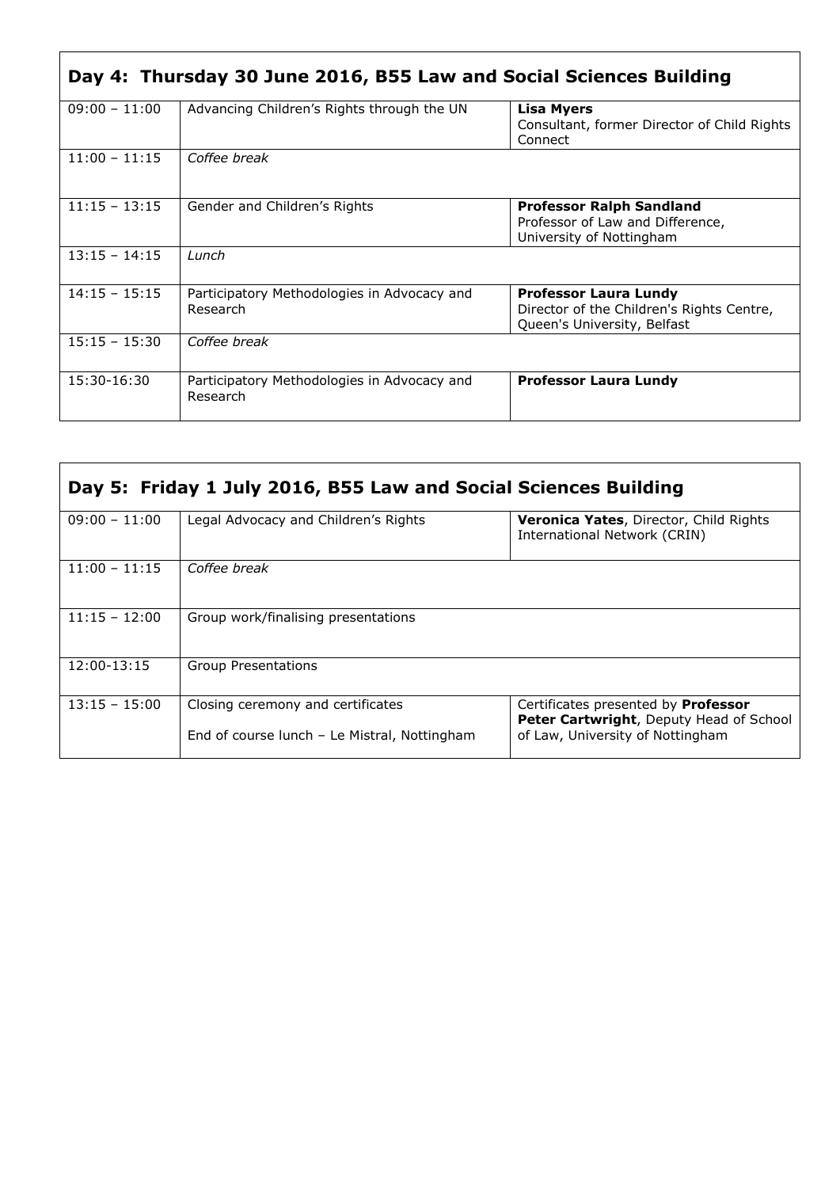## Day 4: Thursday 30 June 2016, B55 Law and Social Sciences Building

| | | |
|---|---|---|
| 09:00 – 11:00 | Advancing Children's Rights through the UN | **Lisa Myers** Consultant, former Director of Child Rights Connect |
| 11:00 – 11:15 | *Coffee break* | |
| 11:15 – 13:15 | Gender and Children's Rights | **Professor Ralph Sandland** Professor of Law and Difference, University of Nottingham |
| 13:15 – 14:15 | *Lunch* | |
| 14:15 – 15:15 | Participatory Methodologies in Advocacy and Research | **Professor Laura Lundy** Director of the Children's Rights Centre, Queen's University, Belfast |
| 15:15 – 15:30 | *Coffee break* | |
| 15:30-16:30 | Participatory Methodologies in Advocacy and Research | **Professor Laura Lundy** |

## Day 5: Friday 1 July 2016, B55 Law and Social Sciences Building

| | | |
|---|---|---|
| 09:00 – 11:00 | Legal Advocacy and Children's Rights | **Veronica Yates**, Director, Child Rights International Network (CRIN) |
| 11:00 – 11:15 | *Coffee break* | |
| 11:15 – 12:00 | Group work/finalising presentations | |
| 12:00-13:15 | Group Presentations | |
| 13:15 – 15:00 | Closing ceremony and certificates<br><br>End of course lunch – Le Mistral, Nottingham | Certificates presented by **Professor Peter Cartwright**, Deputy Head of School of Law, University of Nottingham |